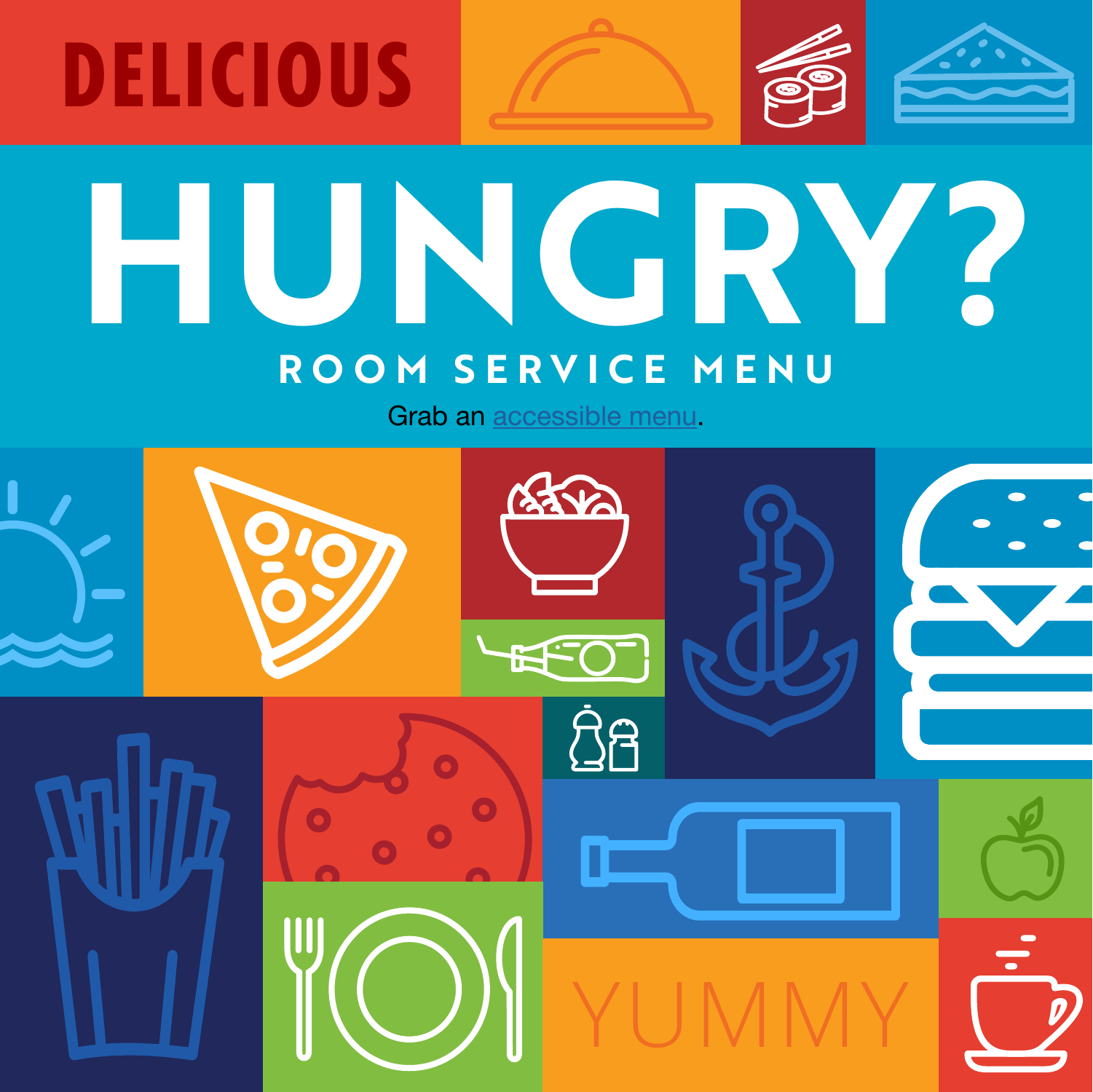DELICIOUS

# HUNGRY?

## ROOM SERVICE MENU

Grab an accessible menu.

YUMMY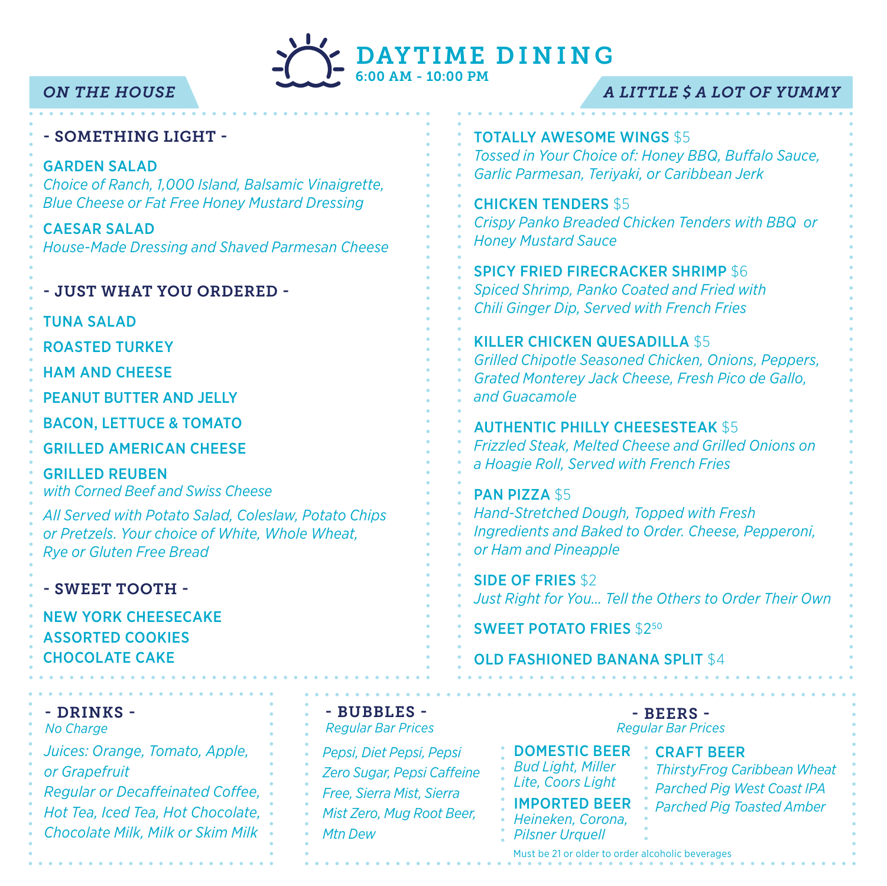# DAYTIME DINING

6:00 AM - 10:00 PM

## ON THE HOUSE

### - SOMETHING LIGHT -

**GARDEN SALAD**
*Choice of Ranch, 1,000 Island, Balsamic Vinaigrette, Blue Cheese or Fat Free Honey Mustard Dressing*

**CAESAR SALAD**
*House-Made Dressing and Shaved Parmesan Cheese*

### - JUST WHAT YOU ORDERED -

**TUNA SALAD**

**ROASTED TURKEY**

**HAM AND CHEESE**

**PEANUT BUTTER AND JELLY**

**BACON, LETTUCE & TOMATO**

**GRILLED AMERICAN CHEESE**

**GRILLED REUBEN**
*with Corned Beef and Swiss Cheese*

*All Served with Potato Salad, Coleslaw, Potato Chips or Pretzels. Your choice of White, Whole Wheat, Rye or Gluten Free Bread*

### - SWEET TOOTH -

**NEW YORK CHEESECAKE**
**ASSORTED COOKIES**
**CHOCOLATE CAKE**

## A LITTLE $ A LOT OF YUMMY

**TOTALLY AWESOME WINGS** $5
*Tossed in Your Choice of: Honey BBQ, Buffalo Sauce, Garlic Parmesan, Teriyaki, or Caribbean Jerk*

**CHICKEN TENDERS** $5
*Crispy Panko Breaded Chicken Tenders with BBQ or Honey Mustard Sauce*

**SPICY FRIED FIRECRACKER SHRIMP** $6
*Spiced Shrimp, Panko Coated and Fried with Chili Ginger Dip, Served with French Fries*

**KILLER CHICKEN QUESADILLA** $5
*Grilled Chipotle Seasoned Chicken, Onions, Peppers, Grated Monterey Jack Cheese, Fresh Pico de Gallo, and Guacamole*

**AUTHENTIC PHILLY CHEESESTEAK** $5
*Frizzled Steak, Melted Cheese and Grilled Onions on a Hoagie Roll, Served with French Fries*

**PAN PIZZA** $5
*Hand-Stretched Dough, Topped with Fresh Ingredients and Baked to Order. Cheese, Pepperoni, or Ham and Pineapple*

**SIDE OF FRIES** $2
*Just Right for You... Tell the Others to Order Their Own*

**SWEET POTATO FRIES** $2.50

**OLD FASHIONED BANANA SPLIT** $4

### - DRINKS -

*No Charge*

*Juices: Orange, Tomato, Apple, or Grapefruit*
*Regular or Decaffeinated Coffee, Hot Tea, Iced Tea, Hot Chocolate, Chocolate Milk, Milk or Skim Milk*

### - BUBBLES -

*Regular Bar Prices*

*Pepsi, Diet Pepsi, Pepsi Zero Sugar, Pepsi Caffeine Free, Sierra Mist, Sierra Mist Zero, Mug Root Beer, Mtn Dew*

### - BEERS -

*Regular Bar Prices*

**DOMESTIC BEER**
*Bud Light, Miller Lite, Coors Light*

**IMPORTED BEER**
*Heineken, Corona, Pilsner Urquell*

**CRAFT BEER**
*ThirstyFrog Caribbean Wheat*
*Parched Pig West Coast IPA*
*Parched Pig Toasted Amber*

Must be 21 or older to order alcoholic beverages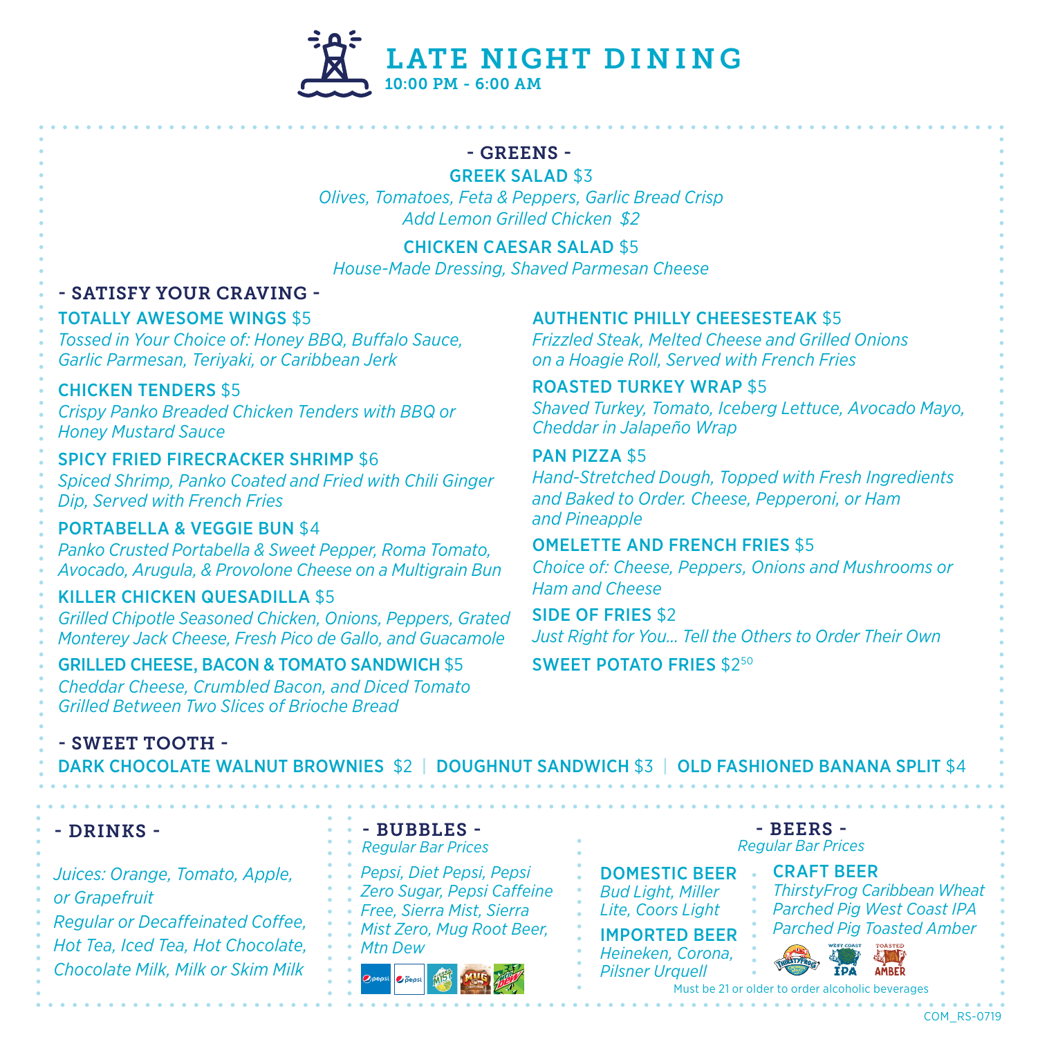# LATE NIGHT DINING

**10:00 PM - 6:00 AM**

## - GREENS -

**GREEK SALAD** $3
*Olives, Tomatoes, Feta & Peppers, Garlic Bread Crisp*
*Add Lemon Grilled Chicken $2*

**CHICKEN CAESAR SALAD** $5
*House-Made Dressing, Shaved Parmesan Cheese*

## - SATISFY YOUR CRAVING -

**TOTALLY AWESOME WINGS** $5
*Tossed in Your Choice of: Honey BBQ, Buffalo Sauce, Garlic Parmesan, Teriyaki, or Caribbean Jerk*

**CHICKEN TENDERS** $5
*Crispy Panko Breaded Chicken Tenders with BBQ or Honey Mustard Sauce*

**SPICY FRIED FIRECRACKER SHRIMP** $6
*Spiced Shrimp, Panko Coated and Fried with Chili Ginger Dip, Served with French Fries*

**PORTABELLA & VEGGIE BUN** $4
*Panko Crusted Portabella & Sweet Pepper, Roma Tomato, Avocado, Arugula, & Provolone Cheese on a Multigrain Bun*

**KILLER CHICKEN QUESADILLA** $5
*Grilled Chipotle Seasoned Chicken, Onions, Peppers, Grated Monterey Jack Cheese, Fresh Pico de Gallo, and Guacamole*

**GRILLED CHEESE, BACON & TOMATO SANDWICH** $5
*Cheddar Cheese, Crumbled Bacon, and Diced Tomato Grilled Between Two Slices of Brioche Bread*

**AUTHENTIC PHILLY CHEESESTEAK** $5
*Frizzled Steak, Melted Cheese and Grilled Onions on a Hoagie Roll, Served with French Fries*

**ROASTED TURKEY WRAP** $5
*Shaved Turkey, Tomato, Iceberg Lettuce, Avocado Mayo, Cheddar in Jalapeño Wrap*

**PAN PIZZA** $5
*Hand-Stretched Dough, Topped with Fresh Ingredients and Baked to Order. Cheese, Pepperoni, or Ham and Pineapple*

**OMELETTE AND FRENCH FRIES** $5
*Choice of: Cheese, Peppers, Onions and Mushrooms or Ham and Cheese*

**SIDE OF FRIES** $2
*Just Right for You... Tell the Others to Order Their Own*

**SWEET POTATO FRIES** $2.50

## - SWEET TOOTH -

**DARK CHOCOLATE WALNUT BROWNIES** $2 | **DOUGHNUT SANDWICH** $3 | **OLD FASHIONED BANANA SPLIT** $4

## - DRINKS -

*Juices: Orange, Tomato, Apple, or Grapefruit*
*Regular or Decaffeinated Coffee, Hot Tea, Iced Tea, Hot Chocolate, Chocolate Milk, Milk or Skim Milk*

## - BUBBLES -

*Regular Bar Prices*

*Pepsi, Diet Pepsi, Pepsi Zero Sugar, Pepsi Caffeine Free, Sierra Mist, Sierra Mist Zero, Mug Root Beer, Mtn Dew*

## - BEERS -

*Regular Bar Prices*

**DOMESTIC BEER**
*Bud Light, Miller Lite, Coors Light*

**IMPORTED BEER**
*Heineken, Corona, Pilsner Urquell*

**CRAFT BEER**
*ThirstyFrog Caribbean Wheat*
*Parched Pig West Coast IPA*
*Parched Pig Toasted Amber*

Must be 21 or older to order alcoholic beverages

COM_RS-0719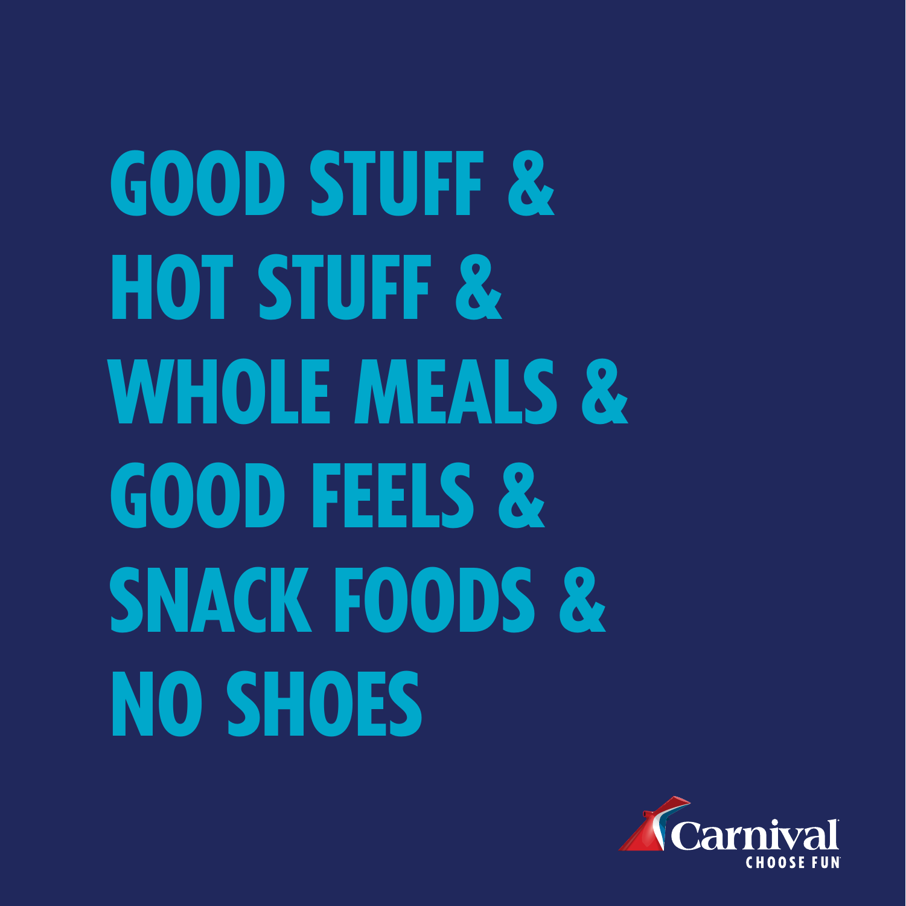GOOD STUFF &
HOT STUFF &
WHOLE MEALS &
GOOD FEELS &
SNACK FOODS &
NO SHOES

Carnival
CHOOSE FUN